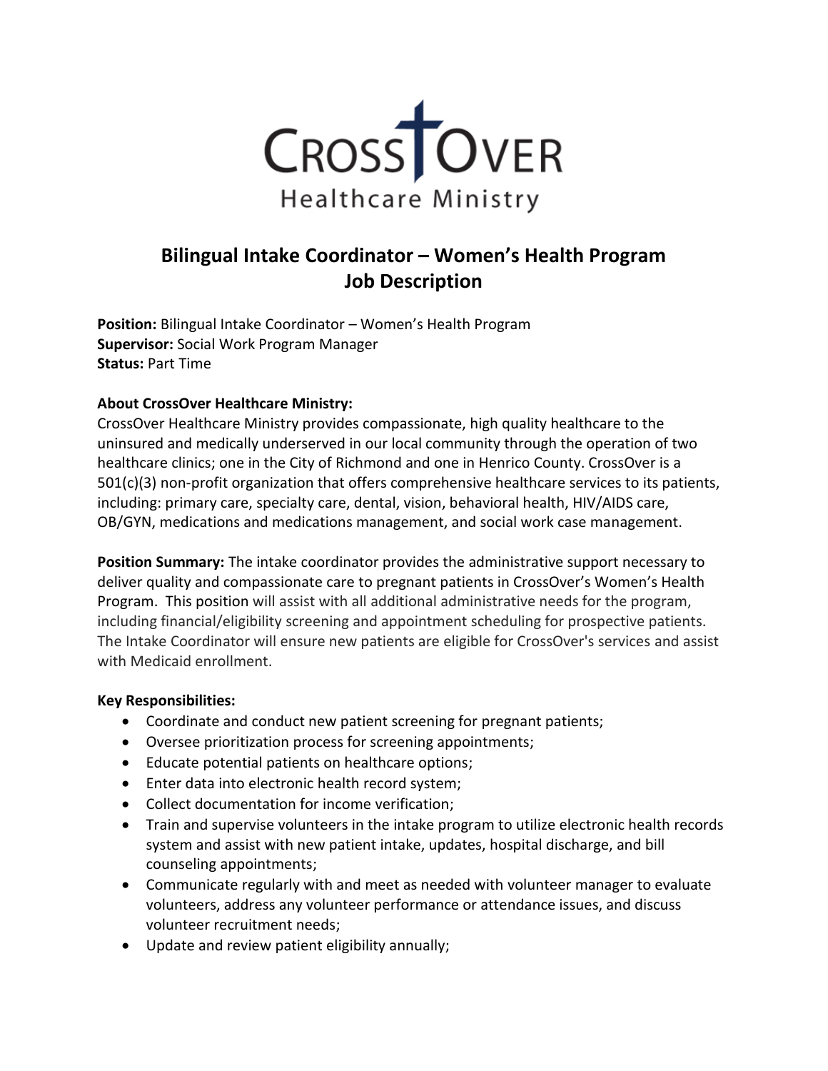# Bilingual Intake Coordinator – Women's Health Program
## Job Description

**Position:** Bilingual Intake Coordinator – Women's Health Program
**Supervisor:** Social Work Program Manager
**Status:** Part Time

**About CrossOver Healthcare Ministry:**
CrossOver Healthcare Ministry provides compassionate, high quality healthcare to the uninsured and medically underserved in our local community through the operation of two healthcare clinics; one in the City of Richmond and one in Henrico County. CrossOver is a 501(c)(3) non-profit organization that offers comprehensive healthcare services to its patients, including: primary care, specialty care, dental, vision, behavioral health, HIV/AIDS care, OB/GYN, medications and medications management, and social work case management.

**Position Summary:** The intake coordinator provides the administrative support necessary to deliver quality and compassionate care to pregnant patients in CrossOver's Women's Health Program. This position will assist with all additional administrative needs for the program, including financial/eligibility screening and appointment scheduling for prospective patients. The Intake Coordinator will ensure new patients are eligible for CrossOver's services and assist with Medicaid enrollment.

**Key Responsibilities:**

- Coordinate and conduct new patient screening for pregnant patients;
- Oversee prioritization process for screening appointments;
- Educate potential patients on healthcare options;
- Enter data into electronic health record system;
- Collect documentation for income verification;
- Train and supervise volunteers in the intake program to utilize electronic health records system and assist with new patient intake, updates, hospital discharge, and bill counseling appointments;
- Communicate regularly with and meet as needed with volunteer manager to evaluate volunteers, address any volunteer performance or attendance issues, and discuss volunteer recruitment needs;
- Update and review patient eligibility annually;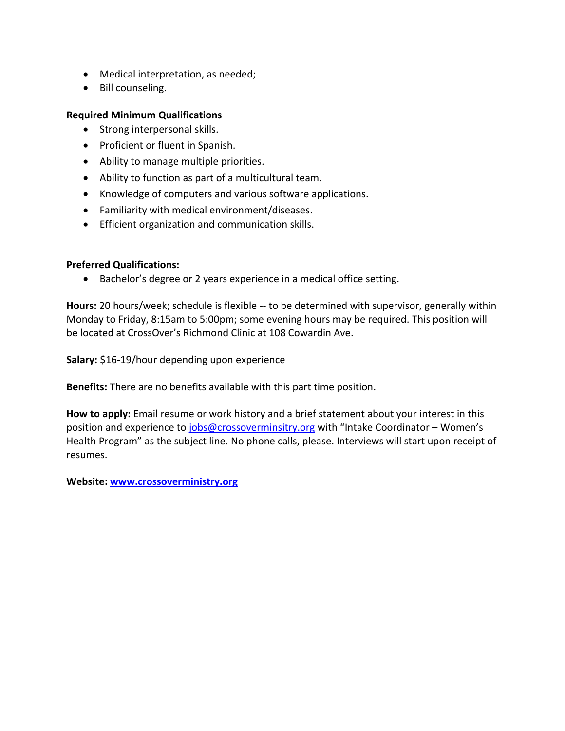- Medical interpretation, as needed;
- Bill counseling.

**Required Minimum Qualifications**

- Strong interpersonal skills.
- Proficient or fluent in Spanish.
- Ability to manage multiple priorities.
- Ability to function as part of a multicultural team.
- Knowledge of computers and various software applications.
- Familiarity with medical environment/diseases.
- Efficient organization and communication skills.

**Preferred Qualifications:**

- Bachelor's degree or 2 years experience in a medical office setting.

**Hours:** 20 hours/week; schedule is flexible -- to be determined with supervisor, generally within Monday to Friday, 8:15am to 5:00pm; some evening hours may be required. This position will be located at CrossOver's Richmond Clinic at 108 Cowardin Ave.

**Salary:** $16-19/hour depending upon experience

**Benefits:** There are no benefits available with this part time position.

**How to apply:** Email resume or work history and a brief statement about your interest in this position and experience to jobs@crossoverminsitry.org with "Intake Coordinator – Women's Health Program" as the subject line. No phone calls, please. Interviews will start upon receipt of resumes.

**Website: www.crossoverministry.org**